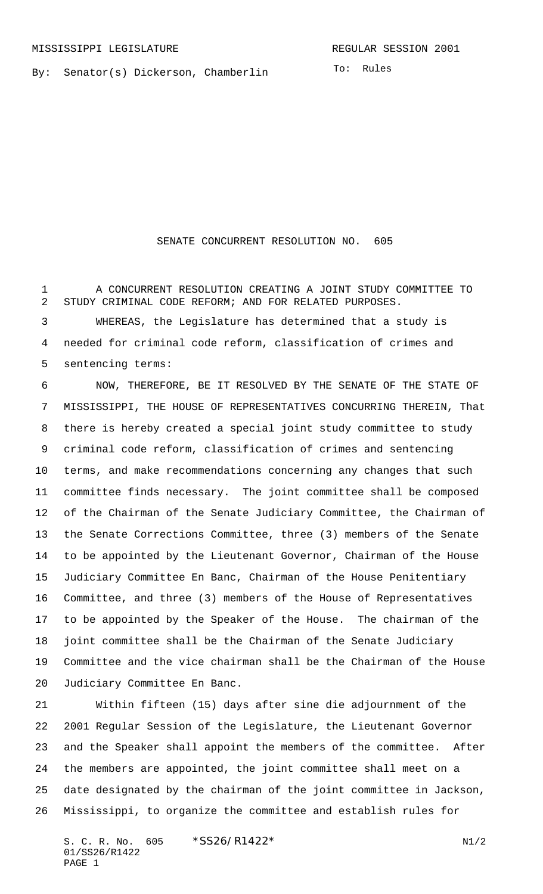MISSISSIPPI LEGISLATURE REGULAR SESSION 2001

By: Senator(s) Dickerson, Chamberlin

To: Rules

# SENATE CONCURRENT RESOLUTION NO. 605

A CONCURRENT RESOLUTION CREATING A JOINT STUDY COMMITTEE TO STUDY CRIMINAL CODE REFORM; AND FOR RELATED PURPOSES.

WHEREAS, the Legislature has determined that a study is needed for criminal code reform, classification of crimes and sentencing terms:

NOW, THEREFORE, BE IT RESOLVED BY THE SENATE OF THE STATE OF MISSISSIPPI, THE HOUSE OF REPRESENTATIVES CONCURRING THEREIN, That there is hereby created a special joint study committee to study criminal code reform, classification of crimes and sentencing terms, and make recommendations concerning any changes that such committee finds necessary. The joint committee shall be composed of the Chairman of the Senate Judiciary Committee, the Chairman of the Senate Corrections Committee, three (3) members of the Senate to be appointed by the Lieutenant Governor, Chairman of the House Judiciary Committee En Banc, Chairman of the House Penitentiary Committee, and three (3) members of the House of Representatives to be appointed by the Speaker of the House. The chairman of the joint committee shall be the Chairman of the Senate Judiciary Committee and the vice chairman shall be the Chairman of the House Judiciary Committee En Banc.

Within fifteen (15) days after sine die adjournment of the 2001 Regular Session of the Legislature, the Lieutenant Governor and the Speaker shall appoint the members of the committee. After the members are appointed, the joint committee shall meet on a date designated by the chairman of the joint committee in Jackson, Mississippi, to organize the committee and establish rules for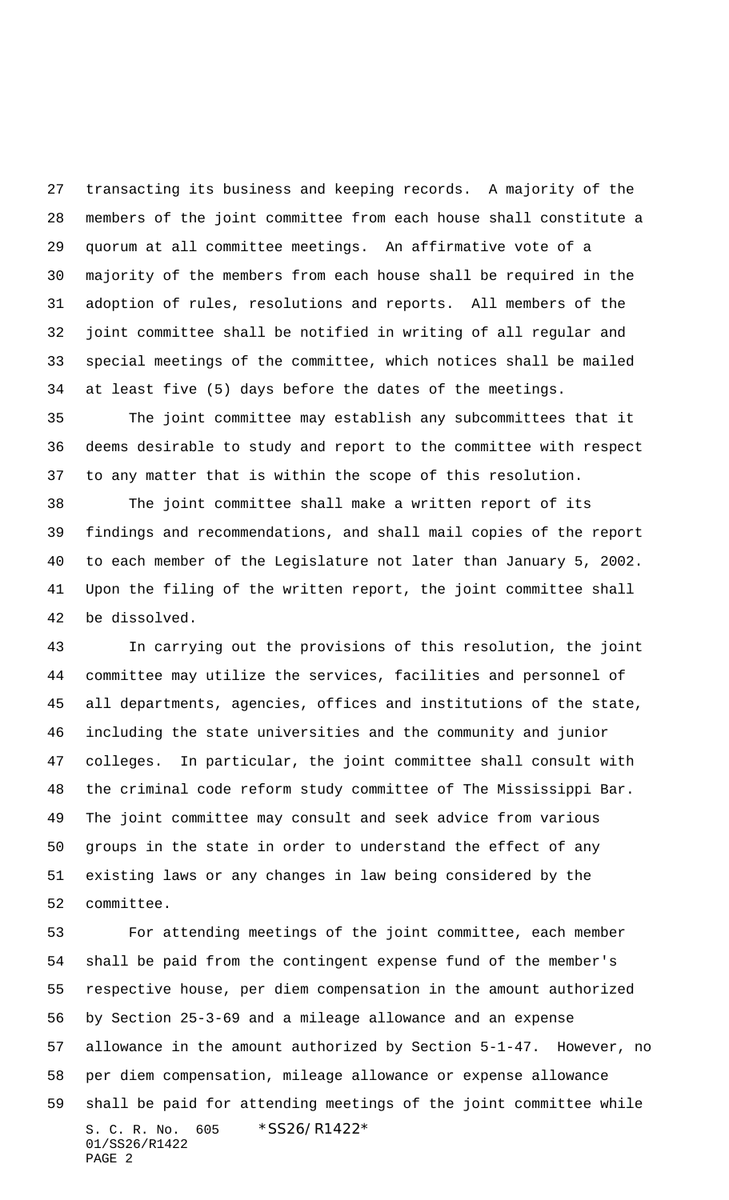transacting its business and keeping records. A majority of the members of the joint committee from each house shall constitute a quorum at all committee meetings. An affirmative vote of a majority of the members from each house shall be required in the adoption of rules, resolutions and reports. All members of the joint committee shall be notified in writing of all regular and special meetings of the committee, which notices shall be mailed at least five (5) days before the dates of the meetings.

The joint committee may establish any subcommittees that it deems desirable to study and report to the committee with respect to any matter that is within the scope of this resolution.

The joint committee shall make a written report of its findings and recommendations, and shall mail copies of the report to each member of the Legislature not later than January 5, 2002. Upon the filing of the written report, the joint committee shall be dissolved.

In carrying out the provisions of this resolution, the joint committee may utilize the services, facilities and personnel of all departments, agencies, offices and institutions of the state, including the state universities and the community and junior colleges. In particular, the joint committee shall consult with the criminal code reform study committee of The Mississippi Bar. The joint committee may consult and seek advice from various groups in the state in order to understand the effect of any existing laws or any changes in law being considered by the committee.

For attending meetings of the joint committee, each member shall be paid from the contingent expense fund of the member's respective house, per diem compensation in the amount authorized by Section 25-3-69 and a mileage allowance and an expense allowance in the amount authorized by Section 5-1-47. However, no per diem compensation, mileage allowance or expense allowance shall be paid for attending meetings of the joint committee while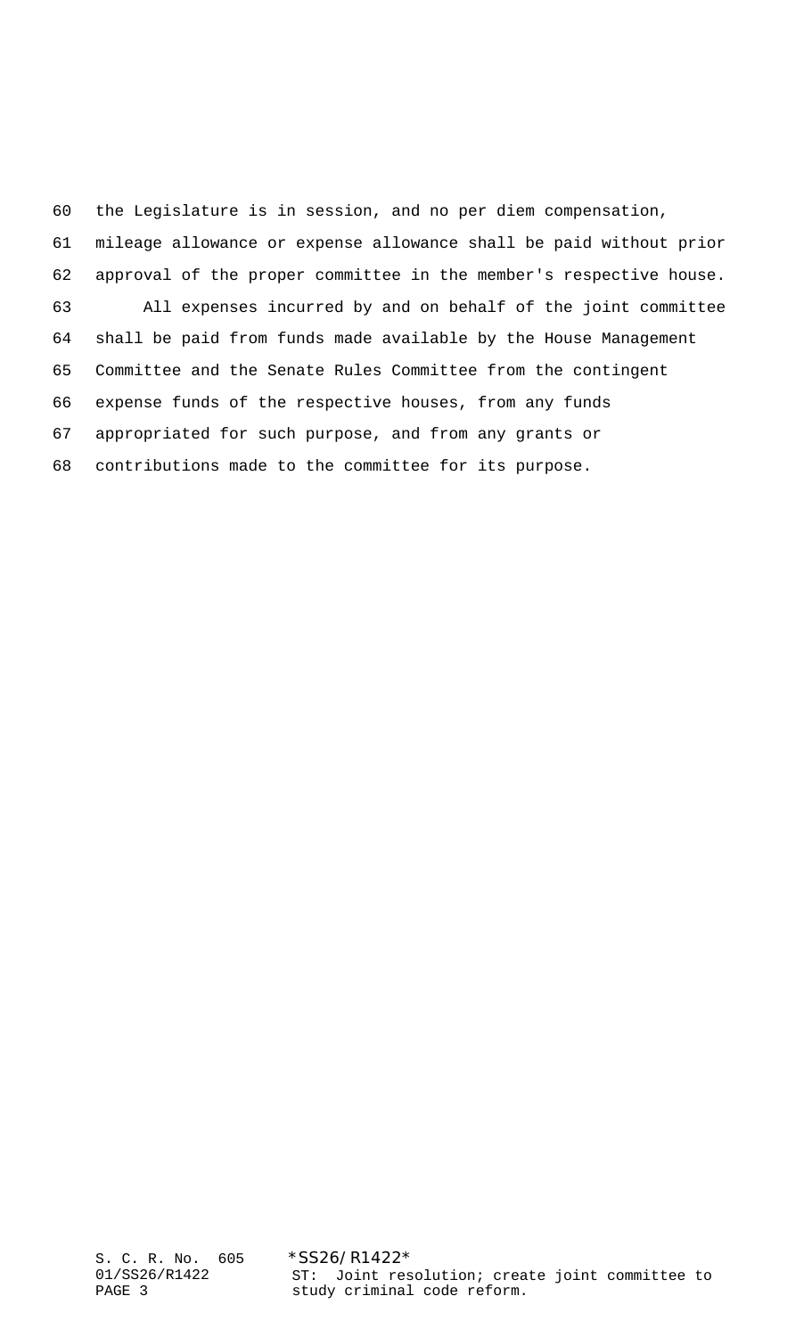the Legislature is in session, and no per diem compensation, mileage allowance or expense allowance shall be paid without prior approval of the proper committee in the member's respective house.

All expenses incurred by and on behalf of the joint committee shall be paid from funds made available by the House Management Committee and the Senate Rules Committee from the contingent expense funds of the respective houses, from any funds appropriated for such purpose, and from any grants or contributions made to the committee for its purpose.